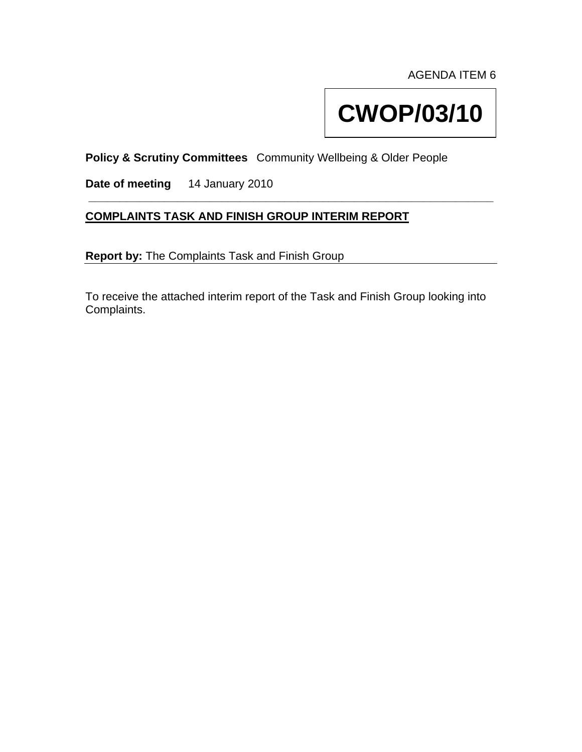AGENDA ITEM 6

# CWOP/03/10

**Policy & Scrutiny Committees** Community Wellbeing & Older People

**Date of meeting** 14 January 2010

---

## COMPLAINTS TASK AND FINISH GROUP INTERIM REPORT

**Report by:** The Complaints Task and Finish Group

To receive the attached interim report of the Task and Finish Group looking into Complaints.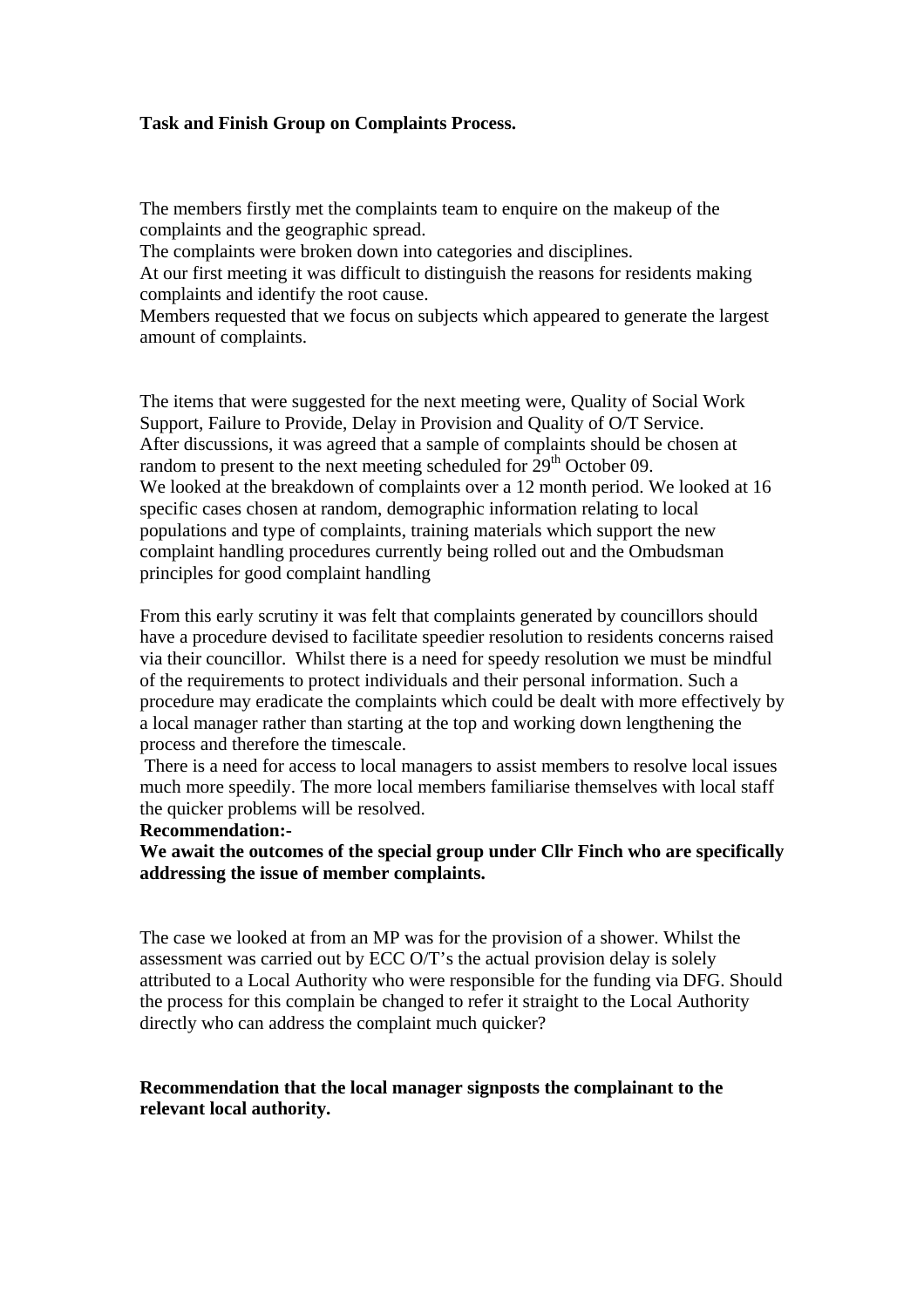**Task and Finish Group on Complaints Process.**

The members firstly met the complaints team to enquire on the makeup of the complaints and the geographic spread.
The complaints were broken down into categories and disciplines.
At our first meeting it was difficult to distinguish the reasons for residents making complaints and identify the root cause.
Members requested that we focus on subjects which appeared to generate the largest amount of complaints.

The items that were suggested for the next meeting were, Quality of Social Work Support, Failure to Provide, Delay in Provision and Quality of O/T Service.
After discussions, it was agreed that a sample of complaints should be chosen at random to present to the next meeting scheduled for 29th October 09.
We looked at the breakdown of complaints over a 12 month period. We looked at 16 specific cases chosen at random, demographic information relating to local populations and type of complaints, training materials which support the new complaint handling procedures currently being rolled out and the Ombudsman principles for good complaint handling

From this early scrutiny it was felt that complaints generated by councillors should have a procedure devised to facilitate speedier resolution to residents concerns raised via their councillor. Whilst there is a need for speedy resolution we must be mindful of the requirements to protect individuals and their personal information. Such a procedure may eradicate the complaints which could be dealt with more effectively by a local manager rather than starting at the top and working down lengthening the process and therefore the timescale.
There is a need for access to local managers to assist members to resolve local issues much more speedily. The more local members familiarise themselves with local staff the quicker problems will be resolved.
**Recommendation:-**
**We await the outcomes of the special group under Cllr Finch who are specifically addressing the issue of member complaints.**

The case we looked at from an MP was for the provision of a shower. Whilst the assessment was carried out by ECC O/T's the actual provision delay is solely attributed to a Local Authority who were responsible for the funding via DFG. Should the process for this complain be changed to refer it straight to the Local Authority directly who can address the complaint much quicker?

**Recommendation that the local manager signposts the complainant to the relevant local authority.**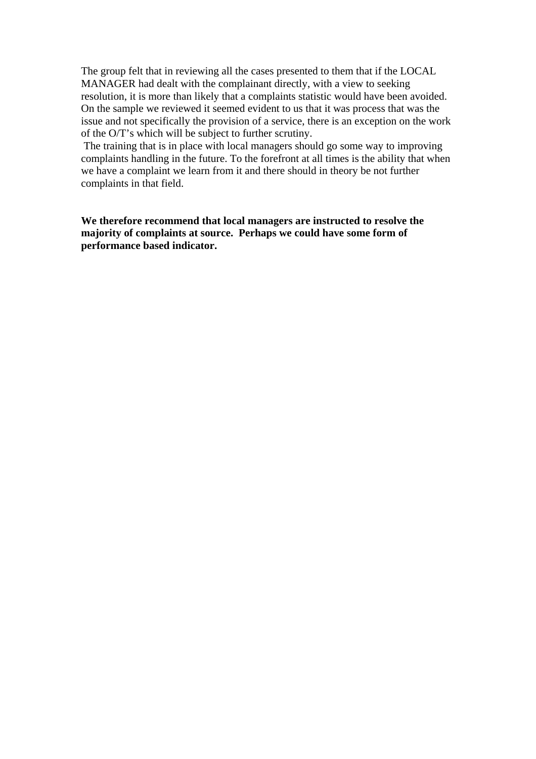The group felt that in reviewing all the cases presented to them that if the LOCAL MANAGER had dealt with the complainant directly, with a view to seeking resolution, it is more than likely that a complaints statistic would have been avoided. On the sample we reviewed it seemed evident to us that it was process that was the issue and not specifically the provision of a service, there is an exception on the work of the O/T's which will be subject to further scrutiny.

The training that is in place with local managers should go some way to improving complaints handling in the future. To the forefront at all times is the ability that when we have a complaint we learn from it and there should in theory be not further complaints in that field.

**We therefore recommend that local managers are instructed to resolve the majority of complaints at source. Perhaps we could have some form of performance based indicator.**